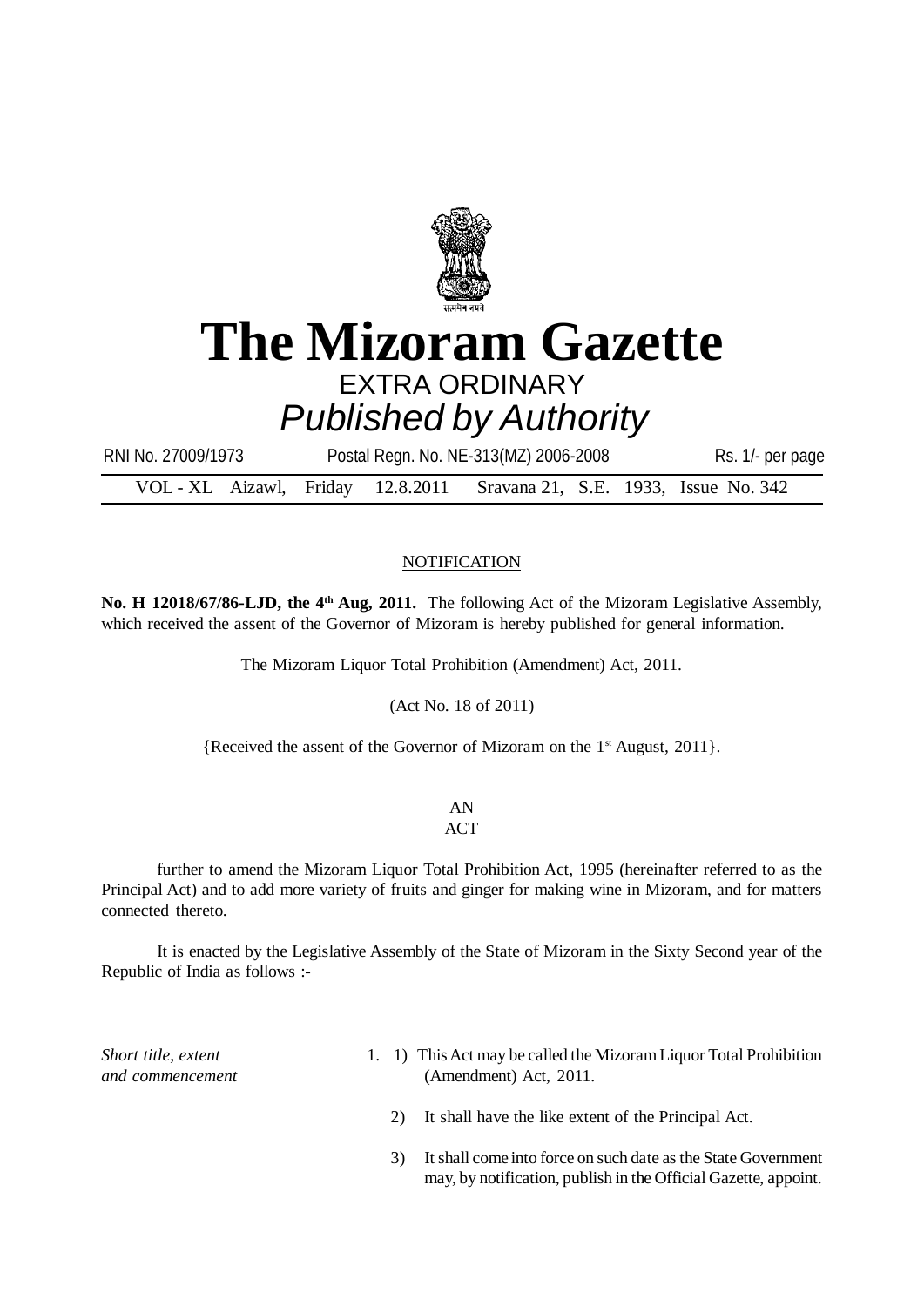# The Mizoram Gazette

EXTRA ORDINARY

*Published by Authority*

RNI No. 27009/1973 Postal Regn. No. NE-313(MZ) 2006-2008 Rs. 1/- per page

VOL - XL Aizawl, Friday 12.8.2011 Sravana 21, S.E. 1933, Issue No. 342

## NOTIFICATION

**No. H 12018/67/86-LJD, the 4th Aug, 2011.** The following Act of the Mizoram Legislative Assembly, which received the assent of the Governor of Mizoram is hereby published for general information.

The Mizoram Liquor Total Prohibition (Amendment) Act, 2011.

(Act No. 18 of 2011)

{Received the assent of the Governor of Mizoram on the 1st August, 2011}.

AN
ACT

further to amend the Mizoram Liquor Total Prohibition Act, 1995 (hereinafter referred to as the Principal Act) and to add more variety of fruits and ginger for making wine in Mizoram, and for matters connected thereto.

It is enacted by the Legislative Assembly of the State of Mizoram in the Sixty Second year of the Republic of India as follows :-

*Short title, extent and commencement*

1. 1) This Act may be called the Mizoram Liquor Total Prohibition (Amendment) Act, 2011.

   2) It shall have the like extent of the Principal Act.

   3) It shall come into force on such date as the State Government may, by notification, publish in the Official Gazette, appoint.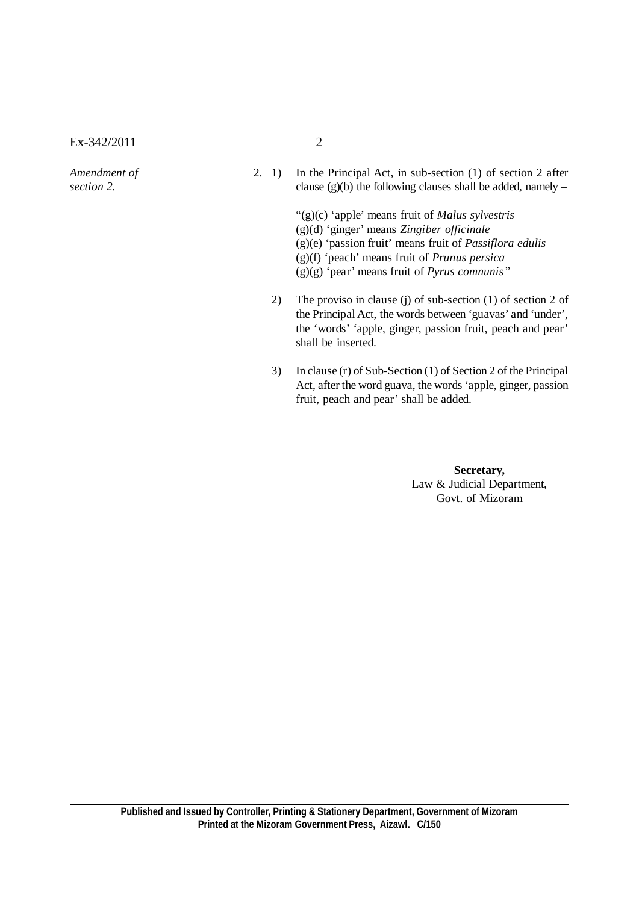Ex-342/2011

*Amendment of section 2.*

2. 1) In the Principal Act, in sub-section (1) of section 2 after clause (g)(b) the following clauses shall be added, namely –

> "(g)(c) 'apple' means fruit of *Malus sylvestris*
> (g)(d) 'ginger' means *Zingiber officinale*
> (g)(e) 'passion fruit' means fruit of *Passiflora edulis*
> (g)(f) 'peach' means fruit of *Prunus persica*
> (g)(g) 'pear' means fruit of *Pyrus comnunis"*

2) The proviso in clause (j) of sub-section (1) of section 2 of the Principal Act, the words between 'guavas' and 'under', the 'words' 'apple, ginger, passion fruit, peach and pear' shall be inserted.

3) In clause (r) of Sub-Section (1) of Section 2 of the Principal Act, after the word guava, the words 'apple, ginger, passion fruit, peach and pear' shall be added.

**Secretary,**
Law & Judicial Department,
Govt. of Mizoram

**Published and Issued by Controller, Printing & Stationery Department, Government of Mizoram**
**Printed at the Mizoram Government Press, Aizawl. C/150**